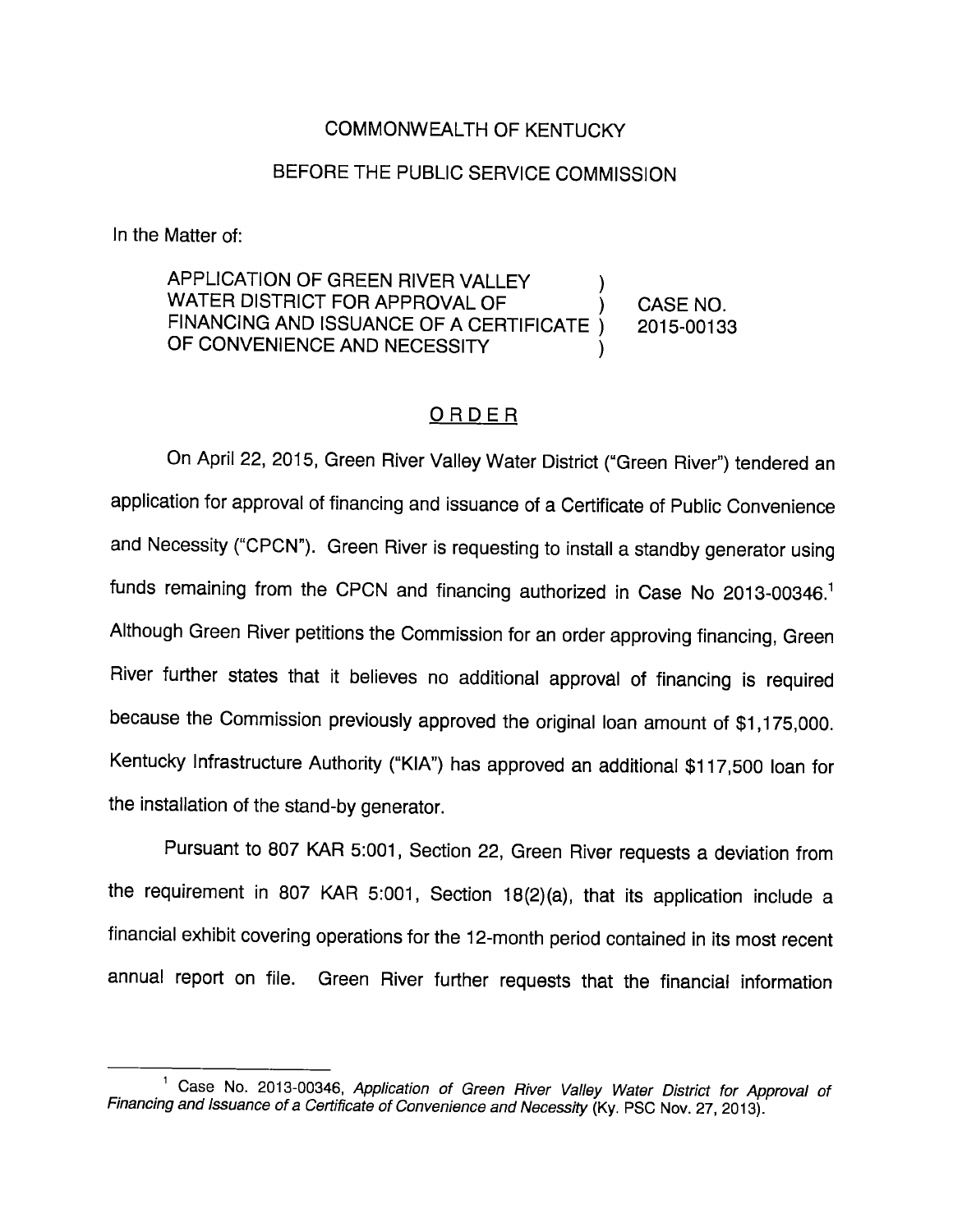COMMONWEALTH OF KENTUCKY

BEFORE THE PUBLIC SERVICE COMMISSION

In the Matter of:

| | | |
|---|---|---|
| APPLICATION OF GREEN RIVER VALLEY WATER DISTRICT FOR APPROVAL OF FINANCING AND ISSUANCE OF A CERTIFICATE OF CONVENIENCE AND NECESSITY | ) ) ) ) | CASE NO. 2015-00133 |

## ORDER

On April 22, 2015, Green River Valley Water District ("Green River") tendered an application for approval of financing and issuance of a Certificate of Public Convenience and Necessity ("CPCN"). Green River is requesting to install a standby generator using funds remaining from the CPCN and financing authorized in Case No 2013-00346.[1] Although Green River petitions the Commission for an order approving financing, Green River further states that it believes no additional approval of financing is required because the Commission previously approved the original loan amount of $1,175,000. Kentucky Infrastructure Authority ("KIA") has approved an additional $117,500 loan for the installation of the stand-by generator.

Pursuant to 807 KAR 5:001, Section 22, Green River requests a deviation from the requirement in 807 KAR 5:001, Section 18(2)(a), that its application include a financial exhibit covering operations for the 12-month period contained in its most recent annual report on file. Green River further requests that the financial information

[1] Case No. 2013-00346, *Application of Green River Valley Water District for Approval of Financing and Issuance of a Certificate of Convenience and Necessity* (Ky. PSC Nov. 27, 2013).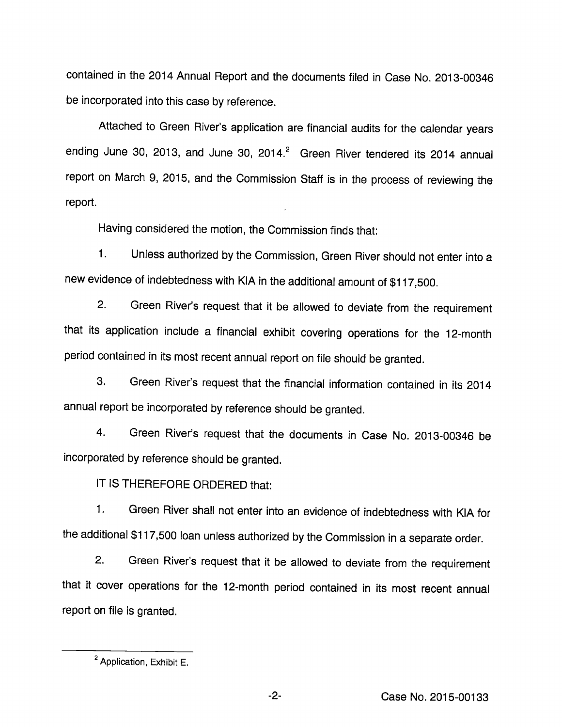contained in the 2014 Annual Report and the documents filed in Case No. 2013-00346 be incorporated into this case by reference.

Attached to Green River's application are financial audits for the calendar years ending June 30, 2013, and June 30, 2014.[2] Green River tendered its 2014 annual report on March 9, 2015, and the Commission Staff is in the process of reviewing the report.

Having considered the motion, the Commission finds that:

1. Unless authorized by the Commission, Green River should not enter into a new evidence of indebtedness with KIA in the additional amount of $117,500.

2. Green River's request that it be allowed to deviate from the requirement that its application include a financial exhibit covering operations for the 12-month period contained in its most recent annual report on file should be granted.

3. Green River's request that the financial information contained in its 2014 annual report be incorporated by reference should be granted.

4. Green River's request that the documents in Case No. 2013-00346 be incorporated by reference should be granted.

IT IS THEREFORE ORDERED that:

1. Green River shall not enter into an evidence of indebtedness with KIA for the additional $117,500 loan unless authorized by the Commission in a separate order.

2. Green River's request that it be allowed to deviate from the requirement that it cover operations for the 12-month period contained in its most recent annual report on file is granted.

---

[2] Application, Exhibit E.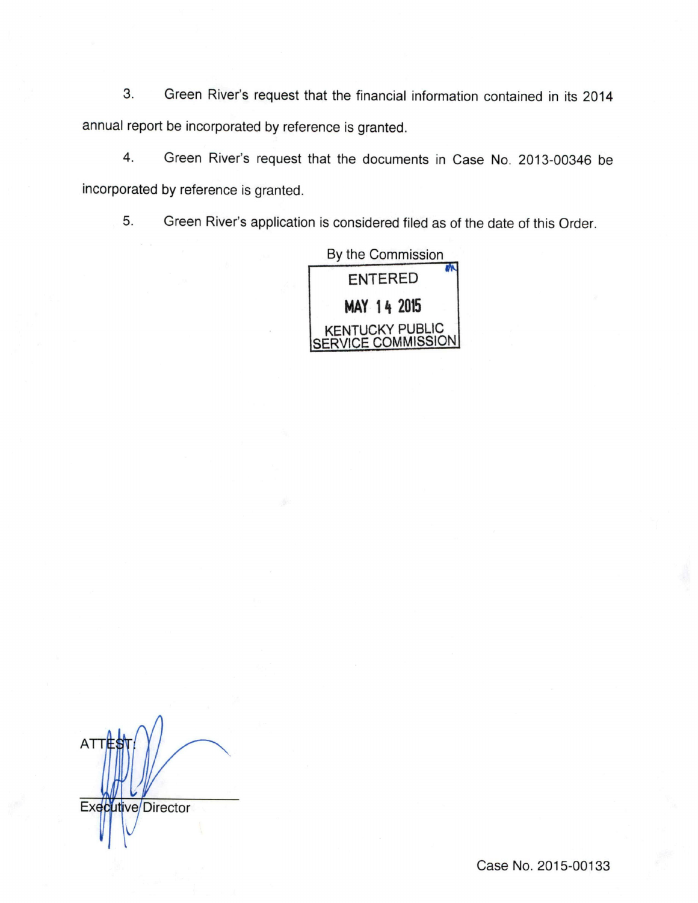3. Green River's request that the financial information contained in its 2014 annual report be incorporated by reference is granted.

4. Green River's request that the documents in Case No. 2013-00346 be incorporated by reference is granted.

5. Green River's application is considered filed as of the date of this Order.

By the Commission

ENTERED

MAY 14 2015

KENTUCKY PUBLIC SERVICE COMMISSION

ATTEST:

Executive Director

Case No. 2015-00133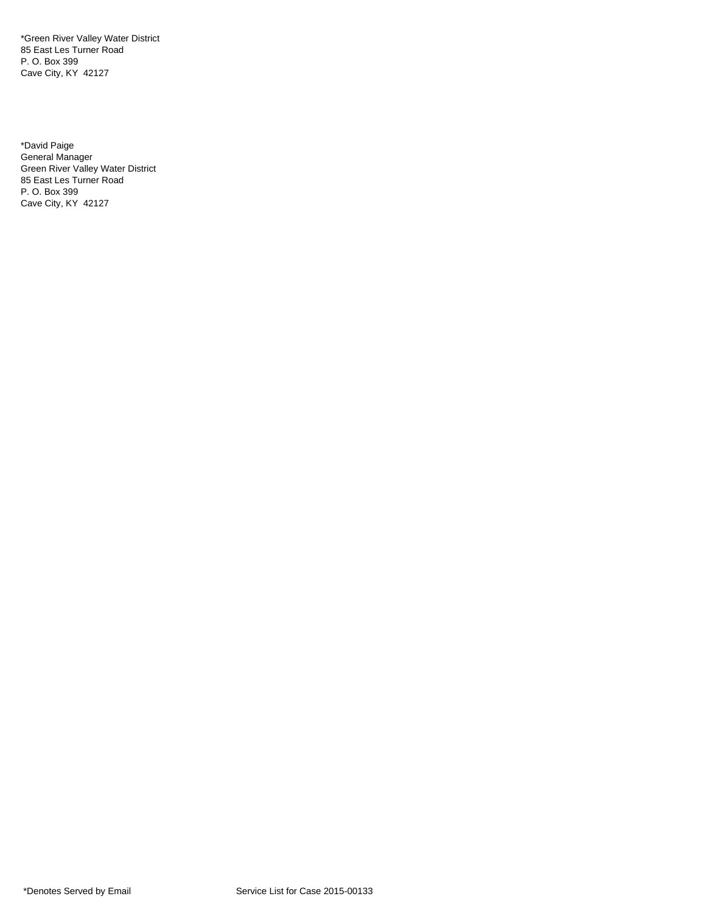*Green River Valley Water District
85 East Les Turner Road
P. O. Box 399
Cave City, KY 42127

*David Paige
General Manager
Green River Valley Water District
85 East Les Turner Road
P. O. Box 399
Cave City, KY 42127